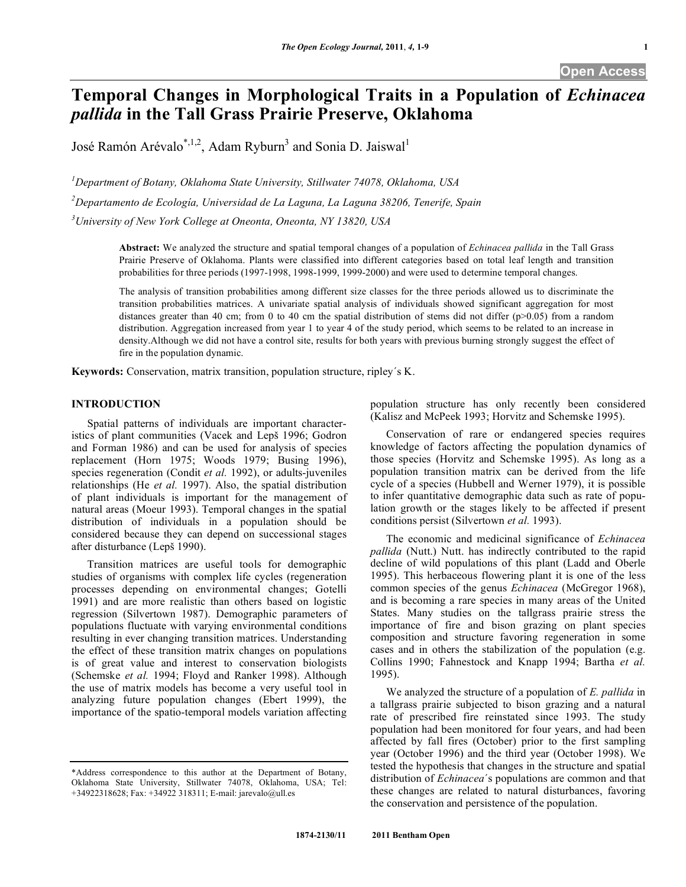# Temporal Changes in Morphological Traits in a Population of *Echinacea pallida* in the Tall Grass Prairie Preserve, Oklahoma

José Ramón Arévalo[*,1,2], Adam Ryburn[3] and Sonia D. Jaiswal[1]

[1]*Department of Botany, Oklahoma State University, Stillwater 74078, Oklahoma, USA*

[2]*Departamento de Ecología, Universidad de La Laguna, La Laguna 38206, Tenerife, Spain*

[3]*University of New York College at Oneonta, Oneonta, NY 13820, USA*

**Abstract:** We analyzed the structure and spatial temporal changes of a population of *Echinacea pallida* in the Tall Grass Prairie Preserve of Oklahoma. Plants were classified into different categories based on total leaf length and transition probabilities for three periods (1997-1998, 1998-1999, 1999-2000) and were used to determine temporal changes.

The analysis of transition probabilities among different size classes for the three periods allowed us to discriminate the transition probabilities matrices. A univariate spatial analysis of individuals showed significant aggregation for most distances greater than 40 cm; from 0 to 40 cm the spatial distribution of stems did not differ ($p>0.05$) from a random distribution. Aggregation increased from year 1 to year 4 of the study period, which seems to be related to an increase in density.Although we did not have a control site, results for both years with previous burning strongly suggest the effect of fire in the population dynamic.

**Keywords:** Conservation, matrix transition, population structure, ripley´s K.

## INTRODUCTION

Spatial patterns of individuals are important characteristics of plant communities (Vacek and Lepš 1996; Godron and Forman 1986) and can be used for analysis of species replacement (Horn 1975; Woods 1979; Busing 1996), species regeneration (Condit *et al.* 1992), or adults-juveniles relationships (He *et al.* 1997). Also, the spatial distribution of plant individuals is important for the management of natural areas (Moeur 1993). Temporal changes in the spatial distribution of individuals in a population should be considered because they can depend on successional stages after disturbance (Lepš 1990).

Transition matrices are useful tools for demographic studies of organisms with complex life cycles (regeneration processes depending on environmental changes; Gotelli 1991) and are more realistic than others based on logistic regression (Silvertown 1987). Demographic parameters of populations fluctuate with varying environmental conditions resulting in ever changing transition matrices. Understanding the effect of these transition matrix changes on populations is of great value and interest to conservation biologists (Schemske *et al.* 1994; Floyd and Ranker 1998). Although the use of matrix models has become a very useful tool in analyzing future population changes (Ebert 1999), the importance of the spatio-temporal models variation affecting population structure has only recently been considered (Kalisz and McPeek 1993; Horvitz and Schemske 1995).

Conservation of rare or endangered species requires knowledge of factors affecting the population dynamics of those species (Horvitz and Schemske 1995). As long as a population transition matrix can be derived from the life cycle of a species (Hubbell and Werner 1979), it is possible to infer quantitative demographic data such as rate of population growth or the stages likely to be affected if present conditions persist (Silvertown *et al.* 1993).

The economic and medicinal significance of *Echinacea pallida* (Nutt.) Nutt. has indirectly contributed to the rapid decline of wild populations of this plant (Ladd and Oberle 1995). This herbaceous flowering plant it is one of the less common species of the genus *Echinacea* (McGregor 1968), and is becoming a rare species in many areas of the United States. Many studies on the tallgrass prairie stress the importance of fire and bison grazing on plant species composition and structure favoring regeneration in some cases and in others the stabilization of the population (e.g. Collins 1990; Fahnestock and Knapp 1994; Bartha *et al.* 1995).

We analyzed the structure of a population of *E. pallida* in a tallgrass prairie subjected to bison grazing and a natural rate of prescribed fire reinstated since 1993. The study population had been monitored for four years, and had been affected by fall fires (October) prior to the first sampling year (October 1996) and the third year (October 1998). We tested the hypothesis that changes in the structure and spatial distribution of *Echinacea´s* populations are common and that these changes are related to natural disturbances, favoring the conservation and persistence of the population.

*Address correspondence to this author at the Department of Botany, Oklahoma State University, Stillwater 74078, Oklahoma, USA; Tel: +34922318628; Fax: +34922 318311; E-mail: jarevalo@ull.es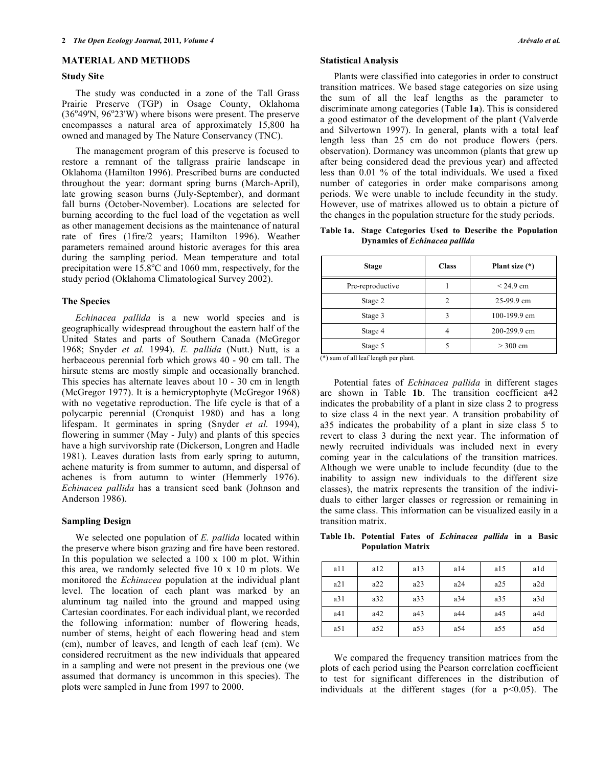## MATERIAL AND METHODS

### Study Site

The study was conducted in a zone of the Tall Grass Prairie Preserve (TGP) in Osage County, Oklahoma (36°49'N, 96°23'W) where bisons were present. The preserve encompasses a natural area of approximately 15,800 ha owned and managed by The Nature Conservancy (TNC).

The management program of this preserve is focused to restore a remnant of the tallgrass prairie landscape in Oklahoma (Hamilton 1996). Prescribed burns are conducted throughout the year: dormant spring burns (March-April), late growing season burns (July-September), and dormant fall burns (October-November). Locations are selected for burning according to the fuel load of the vegetation as well as other management decisions as the maintenance of natural rate of fires (1fire/2 years; Hamilton 1996). Weather parameters remained around historic averages for this area during the sampling period. Mean temperature and total precipitation were 15.8°C and 1060 mm, respectively, for the study period (Oklahoma Climatological Survey 2002).

### The Species

*Echinacea pallida* is a new world species and is geographically widespread throughout the eastern half of the United States and parts of Southern Canada (McGregor 1968; Snyder *et al.* 1994). *E. pallida* (Nutt.) Nutt, is a herbaceous perennial forb which grows 40 - 90 cm tall. The hirsute stems are mostly simple and occasionally branched. This species has alternate leaves about 10 - 30 cm in length (McGregor 1977). It is a hemicryptophyte (McGregor 1968) with no vegetative reproduction. The life cycle is that of a polycarpic perennial (Cronquist 1980) and has a long lifespam. It germinates in spring (Snyder *et al.* 1994), flowering in summer (May - July) and plants of this species have a high survivorship rate (Dickerson, Longren and Hadle 1981). Leaves duration lasts from early spring to autumn, achene maturity is from summer to autumn, and dispersal of achenes is from autumn to winter (Hemmerly 1976). *Echinacea pallida* has a transient seed bank (Johnson and Anderson 1986).

### Sampling Design

We selected one population of *E. pallida* located within the preserve where bison grazing and fire have been restored. In this population we selected a 100 x 100 m plot. Within this area, we randomly selected five 10 x 10 m plots. We monitored the *Echinacea* population at the individual plant level. The location of each plant was marked by an aluminum tag nailed into the ground and mapped using Cartesian coordinates. For each individual plant, we recorded the following information: number of flowering heads, number of stems, height of each flowering head and stem (cm), number of leaves, and length of each leaf (cm). We considered recruitment as the new individuals that appeared in a sampling and were not present in the previous one (we assumed that dormancy is uncommon in this species). The plots were sampled in June from 1997 to 2000.

### Statistical Analysis

Plants were classified into categories in order to construct transition matrices. We based stage categories on size using the sum of all the leaf lengths as the parameter to discriminate among categories (Table **1a**). This is considered a good estimator of the development of the plant (Valverde and Silvertown 1997). In general, plants with a total leaf length less than 25 cm do not produce flowers (pers. observation). Dormancy was uncommon (plants that grew up after being considered dead the previous year) and affected less than 0.01 % of the total individuals. We used a fixed number of categories in order make comparisons among periods. We were unable to include fecundity in the study. However, use of matrixes allowed us to obtain a picture of the changes in the population structure for the study periods.

**Table 1a. Stage Categories Used to Describe the Population Dynamics of *Echinacea pallida***

| Stage | Class | Plant size (*) |
|---|---|---|
| Pre-reproductive | 1 | < 24.9 cm |
| Stage 2 | 2 | 25-99.9 cm |
| Stage 3 | 3 | 100-199.9 cm |
| Stage 4 | 4 | 200-299.9 cm |
| Stage 5 | 5 | > 300 cm |

(*) sum of all leaf length per plant.

Potential fates of *Echinacea pallida* in different stages are shown in Table **1b**. The transition coefficient a42 indicates the probability of a plant in size class 2 to progress to size class 4 in the next year. A transition probability of a35 indicates the probability of a plant in size class 5 to revert to class 3 during the next year. The information of newly recruited individuals was included next in every coming year in the calculations of the transition matrices. Although we were unable to include fecundity (due to the inability to assign new individuals to the different size classes), the matrix represents the transition of the individuals to either larger classes or regression or remaining in the same class. This information can be visualized easily in a transition matrix.

**Table 1b. Potential Fates of *Echinacea pallida* in a Basic Population Matrix**

| | | | | | |
|---|---|---|---|---|---|
| a11 | a12 | a13 | a14 | a15 | a1d |
| a21 | a22 | a23 | a24 | a25 | a2d |
| a31 | a32 | a33 | a34 | a35 | a3d |
| a41 | a42 | a43 | a44 | a45 | a4d |
| a51 | a52 | a53 | a54 | a55 | a5d |

We compared the frequency transition matrices from the plots of each period using the Pearson correlation coefficient to test for significant differences in the distribution of individuals at the different stages (for a $p<0.05$). The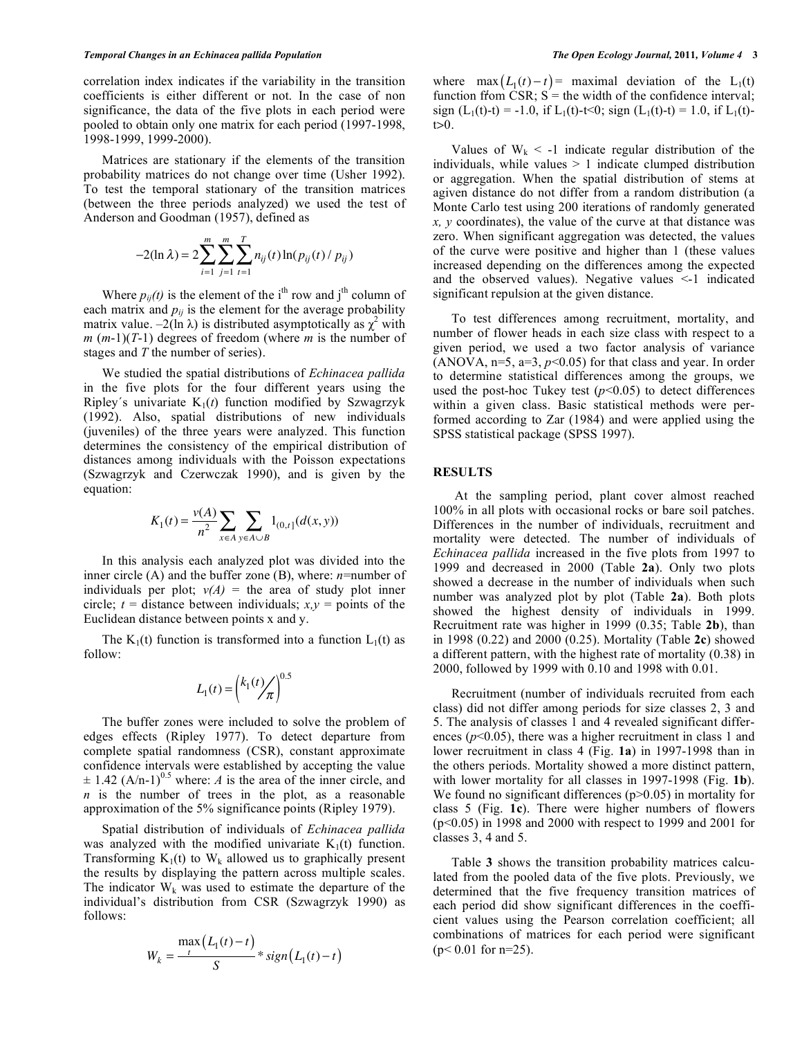correlation index indicates if the variability in the transition coefficients is either different or not. In the case of non significance, the data of the five plots in each period were pooled to obtain only one matrix for each period (1997-1998, 1998-1999, 1999-2000).

Matrices are stationary if the elements of the transition probability matrices do not change over time (Usher 1992). To test the temporal stationary of the transition matrices (between the three periods analyzed) we used the test of Anderson and Goodman (1957), defined as

$$-2(\ln\lambda) = 2\sum_{i=1}^{m}\sum_{j=1}^{m}\sum_{t=1}^{T} n_{ij}(t)\ln(p_{ij}(t)/p_{ij})$$

Where $p_{ij}(t)$ is the element of the i$^{th}$ row and j$^{th}$ column of each matrix and $p_{ij}$ is the element for the average probability matrix value. $-2(\ln\lambda)$ is distributed asymptotically as $\chi^2$ with $m(m-1)(T-1)$ degrees of freedom (where $m$ is the number of stages and $T$ the number of series).

We studied the spatial distributions of *Echinacea pallida* in the five plots for the four different years using the Ripley´s univariate $K_1(t)$ function modified by Szwagrzyk (1992). Also, spatial distributions of new individuals (juveniles) of the three years were analyzed. This function determines the consistency of the empirical distribution of distances among individuals with the Poisson expectations (Szwagrzyk and Czerwczak 1990), and is given by the equation:

$$K_1(t) = \frac{v(A)}{n^2}\sum_{x\in A}\sum_{y\in A\cup B} 1_{(0,t]}(d(x,y))$$

In this analysis each analyzed plot was divided into the inner circle (A) and the buffer zone (B), where: $n$=number of individuals per plot; $v(A)$ = the area of study plot inner circle; $t$ = distance between individuals; $x,y$ = points of the Euclidean distance between points x and y.

The $K_1(t)$ function is transformed into a function $L_1(t)$ as follow:

$$L_1(t) = \left(\frac{k_1(t)}{\pi}\right)^{0.5}$$

The buffer zones were included to solve the problem of edges effects (Ripley 1977). To detect departure from complete spatial randomness (CSR), constant approximate confidence intervals were established by accepting the value $\pm 1.42\ (A/n\text{-}1)^{0.5}$ where: $A$ is the area of the inner circle, and $n$ is the number of trees in the plot, as a reasonable approximation of the 5% significance points (Ripley 1979).

Spatial distribution of individuals of *Echinacea pallida* was analyzed with the modified univariate $K_1(t)$ function. Transforming $K_1(t)$ to $W_k$ allowed us to graphically present the results by displaying the pattern across multiple scales. The indicator $W_k$ was used to estimate the departure of the individual's distribution from CSR (Szwagrzyk 1990) as follows:

$$W_k = \frac{\max_t\left(L_1(t)-t\right)}{S} * sign\left(L_1(t)-t\right)$$

where $\max\left(L_1(t)-t\right)$ = maximal deviation of the $L_1(t)$ function from CSR; S = the width of the confidence interval; sign $(L_1(t)\text{-}t)$ = -1.0, if $L_1(t)\text{-}t<0$; sign $(L_1(t)\text{-}t)$ = 1.0, if $L_1(t)\text{-}t>0$.

Values of $W_k < -1$ indicate regular distribution of the individuals, while values > 1 indicate clumped distribution or aggregation. When the spatial distribution of stems at agiven distance do not differ from a random distribution (a Monte Carlo test using 200 iterations of randomly generated *x, y* coordinates), the value of the curve at that distance was zero. When significant aggregation was detected, the values of the curve were positive and higher than 1 (these values increased depending on the differences among the expected and the observed values). Negative values <-1 indicated significant repulsion at the given distance.

To test differences among recruitment, mortality, and number of flower heads in each size class with respect to a given period, we used a two factor analysis of variance (ANOVA, n=5, a=3, $p$<0.05) for that class and year. In order to determine statistical differences among the groups, we used the post-hoc Tukey test ($p$<0.05) to detect differences within a given class. Basic statistical methods were performed according to Zar (1984) and were applied using the SPSS statistical package (SPSS 1997).

## RESULTS

At the sampling period, plant cover almost reached 100% in all plots with occasional rocks or bare soil patches. Differences in the number of individuals, recruitment and mortality were detected. The number of individuals of *Echinacea pallida* increased in the five plots from 1997 to 1999 and decreased in 2000 (Table **2a**). Only two plots showed a decrease in the number of individuals when such number was analyzed plot by plot (Table **2a**). Both plots showed the highest density of individuals in 1999. Recruitment rate was higher in 1999 (0.35; Table **2b**), than in 1998 (0.22) and 2000 (0.25). Mortality (Table **2c**) showed a different pattern, with the highest rate of mortality (0.38) in 2000, followed by 1999 with 0.10 and 1998 with 0.01.

Recruitment (number of individuals recruited from each class) did not differ among periods for size classes 2, 3 and 5. The analysis of classes 1 and 4 revealed significant differences ($p$<0.05), there was a higher recruitment in class 1 and lower recruitment in class 4 (Fig. **1a**) in 1997-1998 than in the others periods. Mortality showed a more distinct pattern, with lower mortality for all classes in 1997-1998 (Fig. **1b**). We found no significant differences (p>0.05) in mortality for class 5 (Fig. **1c**). There were higher numbers of flowers (p<0.05) in 1998 and 2000 with respect to 1999 and 2001 for classes 3, 4 and 5.

Table **3** shows the transition probability matrices calculated from the pooled data of the five plots. Previously, we determined that the five frequency transition matrices of each period did show significant differences in the coefficient values using the Pearson correlation coefficient; all combinations of matrices for each period were significant (p< 0.01 for n=25).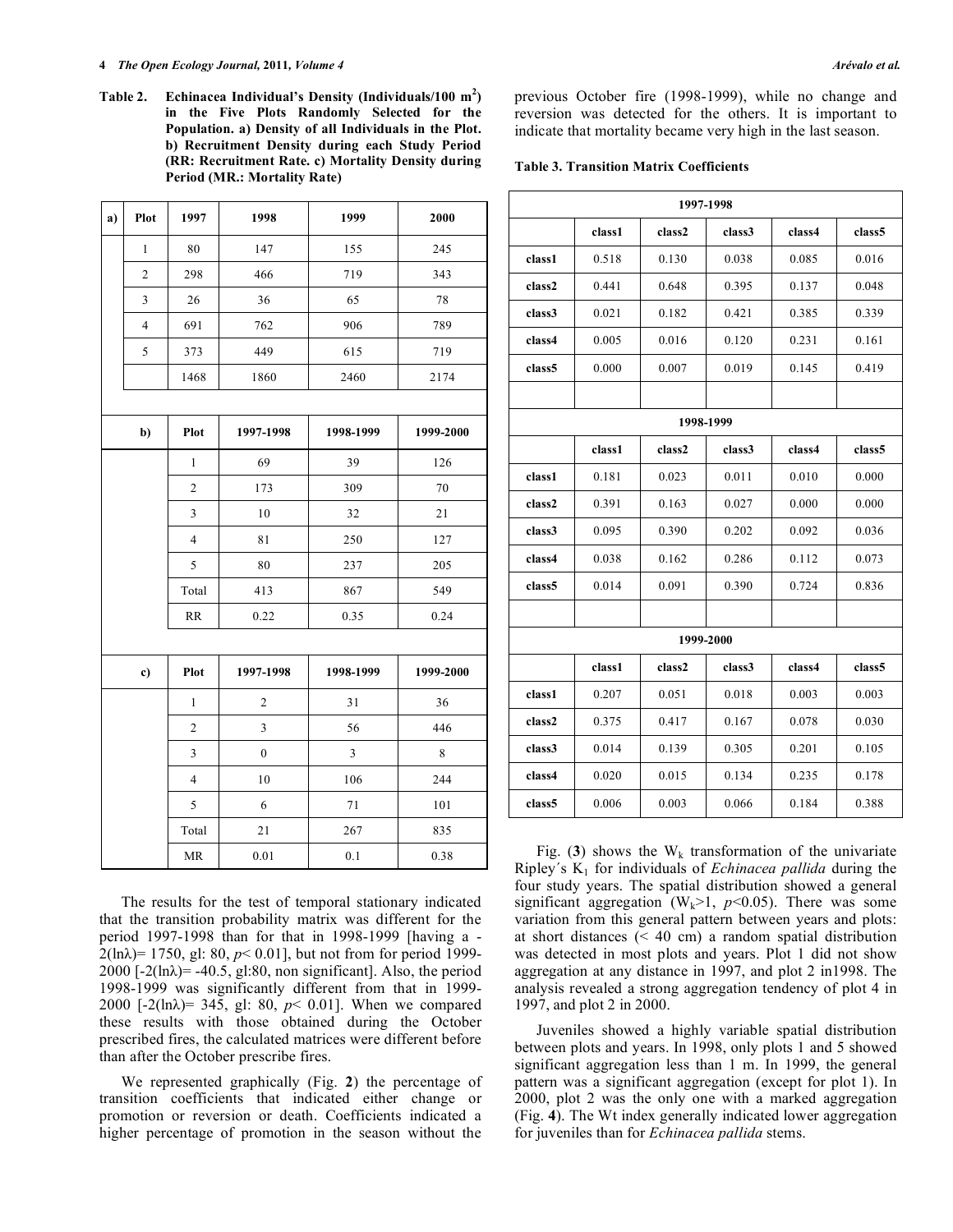**Table 2. Echinacea Individual's Density (Individuals/100 $m^2$) in the Five Plots Randomly Selected for the Population. a) Density of all Individuals in the Plot. b) Recruitment Density during each Study Period (RR: Recruitment Rate. c) Mortality Density during Period (MR.: Mortality Rate)**

| a) | Plot | 1997 | 1998 | 1999 | 2000 |
|---|---|---|---|---|---|
| | 1 | 80 | 147 | 155 | 245 |
| | 2 | 298 | 466 | 719 | 343 |
| | 3 | 26 | 36 | 65 | 78 |
| | 4 | 691 | 762 | 906 | 789 |
| | 5 | 373 | 449 | 615 | 719 |
| | | 1468 | 1860 | 2460 | 2174 |

| b) | Plot | 1997-1998 | 1998-1999 | 1999-2000 |
|---|---|---|---|---|
| | 1 | 69 | 39 | 126 |
| | 2 | 173 | 309 | 70 |
| | 3 | 10 | 32 | 21 |
| | 4 | 81 | 250 | 127 |
| | 5 | 80 | 237 | 205 |
| | Total | 413 | 867 | 549 |
| | RR | 0.22 | 0.35 | 0.24 |

| c) | Plot | 1997-1998 | 1998-1999 | 1999-2000 |
|---|---|---|---|---|
| | 1 | 2 | 31 | 36 |
| | 2 | 3 | 56 | 446 |
| | 3 | 0 | 3 | 8 |
| | 4 | 10 | 106 | 244 |
| | 5 | 6 | 71 | 101 |
| | Total | 21 | 267 | 835 |
| | MR | 0.01 | 0.1 | 0.38 |

The results for the test of temporal stationary indicated that the transition probability matrix was different for the period 1997-1998 than for that in 1998-1999 [having a $-2(\ln\lambda)= 1750$, gl: 80, $p< 0.01$], but not from for period 1999-2000 [$-2(\ln\lambda)= -40.5$, gl:80, non significant]. Also, the period 1998-1999 was significantly different from that in 1999-2000 [$-2(\ln\lambda)= 345$, gl: 80, $p< 0.01$]. When we compared these results with those obtained during the October prescribed fires, the calculated matrices were different before than after the October prescribe fires.

We represented graphically (Fig. **2**) the percentage of transition coefficients that indicated either change or promotion or reversion or death. Coefficients indicated a higher percentage of promotion in the season without the previous October fire (1998-1999), while no change and reversion was detected for the others. It is important to indicate that mortality became very high in the last season.

**Table 3. Transition Matrix Coefficients**

| 1997-1998 | | | | | |
|---|---|---|---|---|---|
| | class1 | class2 | class3 | class4 | class5 |
| class1 | 0.518 | 0.130 | 0.038 | 0.085 | 0.016 |
| class2 | 0.441 | 0.648 | 0.395 | 0.137 | 0.048 |
| class3 | 0.021 | 0.182 | 0.421 | 0.385 | 0.339 |
| class4 | 0.005 | 0.016 | 0.120 | 0.231 | 0.161 |
| class5 | 0.000 | 0.007 | 0.019 | 0.145 | 0.419 |
| | | | | | |
| **1998-1999** | | | | | |
| | class1 | class2 | class3 | class4 | class5 |
| class1 | 0.181 | 0.023 | 0.011 | 0.010 | 0.000 |
| class2 | 0.391 | 0.163 | 0.027 | 0.000 | 0.000 |
| class3 | 0.095 | 0.390 | 0.202 | 0.092 | 0.036 |
| class4 | 0.038 | 0.162 | 0.286 | 0.112 | 0.073 |
| class5 | 0.014 | 0.091 | 0.390 | 0.724 | 0.836 |
| | | | | | |
| **1999-2000** | | | | | |
| | class1 | class2 | class3 | class4 | class5 |
| class1 | 0.207 | 0.051 | 0.018 | 0.003 | 0.003 |
| class2 | 0.375 | 0.417 | 0.167 | 0.078 | 0.030 |
| class3 | 0.014 | 0.139 | 0.305 | 0.201 | 0.105 |
| class4 | 0.020 | 0.015 | 0.134 | 0.235 | 0.178 |
| class5 | 0.006 | 0.003 | 0.066 | 0.184 | 0.388 |

Fig. (**3**) shows the $W_k$ transformation of the univariate Ripley´s $K_1$ for individuals of *Echinacea pallida* during the four study years. The spatial distribution showed a general significant aggregation ($W_k>1$, $p<0.05$). There was some variation from this general pattern between years and plots: at short distances (< 40 cm) a random spatial distribution was detected in most plots and years. Plot 1 did not show aggregation at any distance in 1997, and plot 2 in1998. The analysis revealed a strong aggregation tendency of plot 4 in 1997, and plot 2 in 2000.

Juveniles showed a highly variable spatial distribution between plots and years. In 1998, only plots 1 and 5 showed significant aggregation less than 1 m. In 1999, the general pattern was a significant aggregation (except for plot 1). In 2000, plot 2 was the only one with a marked aggregation (Fig. **4**). The Wt index generally indicated lower aggregation for juveniles than for *Echinacea pallida* stems.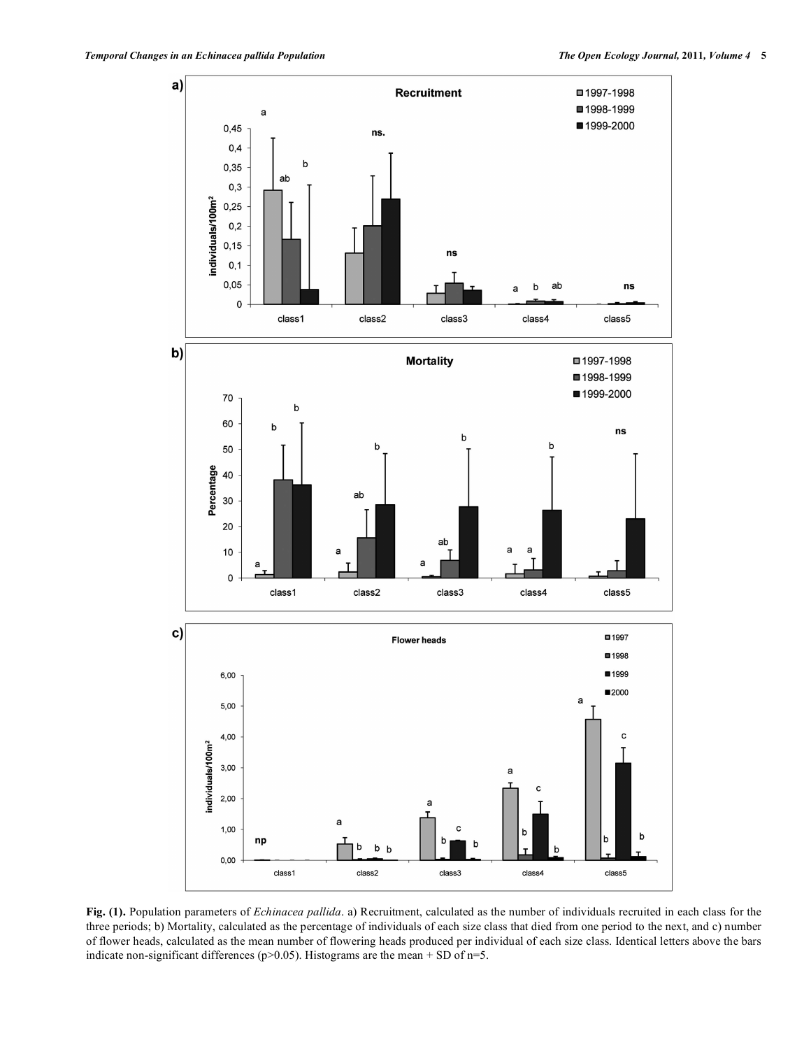**Fig. (1).** Population parameters of *Echinacea pallida*. a) Recruitment, calculated as the number of individuals recruited in each class for the three periods; b) Mortality, calculated as the percentage of individuals of each size class that died from one period to the next, and c) number of flower heads, calculated as the mean number of flowering heads produced per individual of each size class. Identical letters above the bars indicate non-significant differences ($p>0.05$). Histograms are the mean + SD of $n=5$.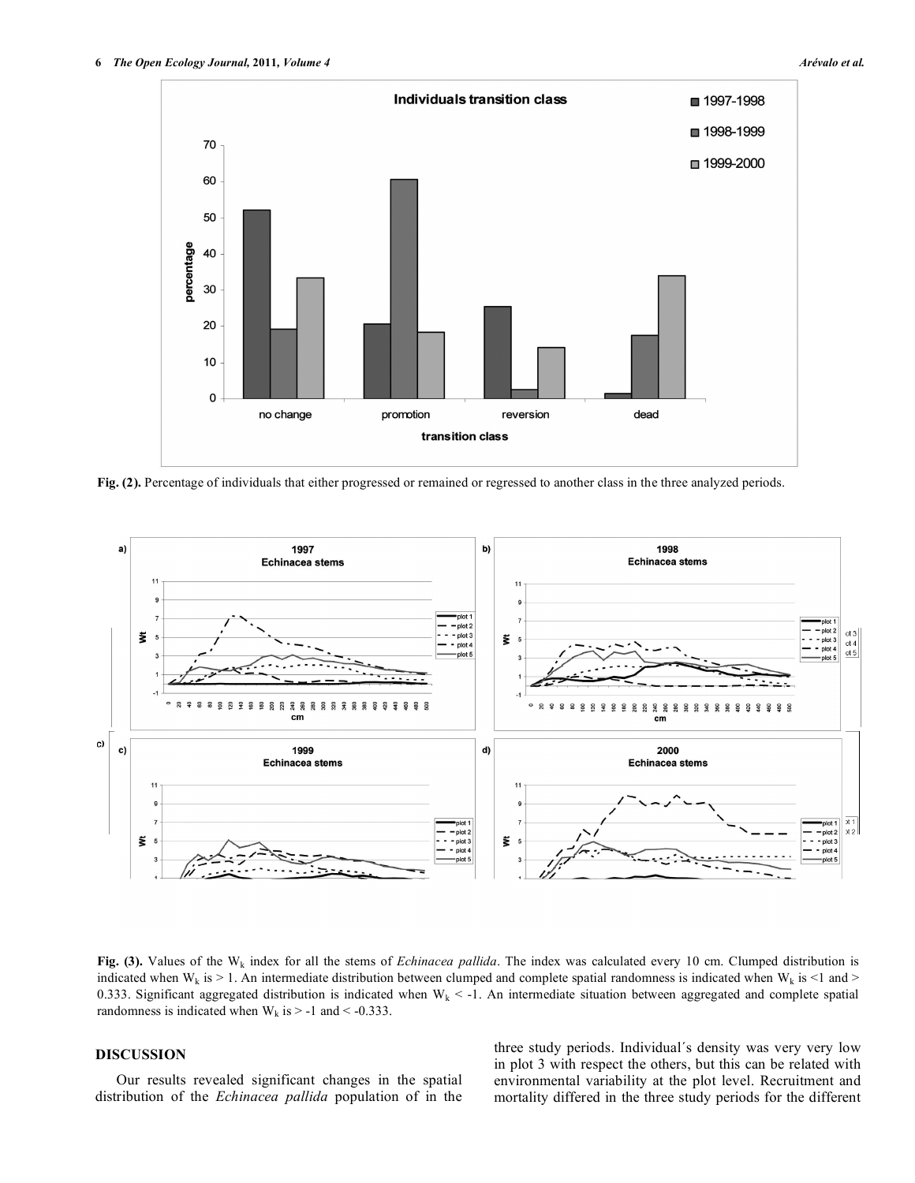**Fig. (2).** Percentage of individuals that either progressed or remained or regressed to another class in the three analyzed periods.

**Fig. (3).** Values of the $W_k$ index for all the stems of *Echinacea pallida*. The index was calculated every 10 cm. Clumped distribution is indicated when $W_k$ is > 1. An intermediate distribution between clumped and complete spatial randomness is indicated when $W_k$ is <1 and > 0.333. Significant aggregated distribution is indicated when $W_k$ < -1. An intermediate situation between aggregated and complete spatial randomness is indicated when $W_k$ is > -1 and < -0.333.

## DISCUSSION

Our results revealed significant changes in the spatial distribution of the *Echinacea pallida* population of in the three study periods. Individual´s density was very very low in plot 3 with respect the others, but this can be related with environmental variability at the plot level. Recruitment and mortality differed in the three study periods for the different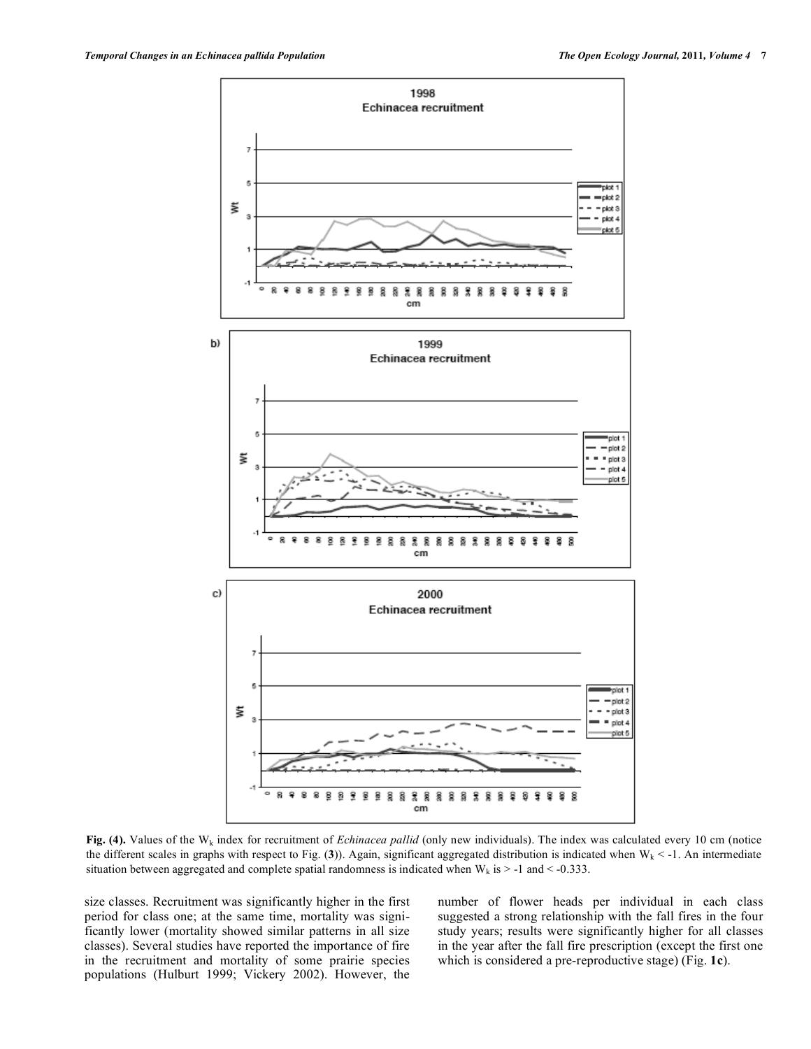**Fig. (4).** Values of the $W_k$ index for recruitment of *Echinacea pallid* (only new individuals). The index was calculated every 10 cm (notice the different scales in graphs with respect to Fig. (**3**)). Again, significant aggregated distribution is indicated when $W_k < -1$. An intermediate situation between aggregated and complete spatial randomness is indicated when $W_k$ is $> -1$ and $< -0.333$.

size classes. Recruitment was significantly higher in the first period for class one; at the same time, mortality was significantly lower (mortality showed similar patterns in all size classes). Several studies have reported the importance of fire in the recruitment and mortality of some prairie species populations (Hulburt 1999; Vickery 2002). However, the number of flower heads per individual in each class suggested a strong relationship with the fall fires in the four study years; results were significantly higher for all classes in the year after the fall fire prescription (except the first one which is considered a pre-reproductive stage) (Fig. **1c**).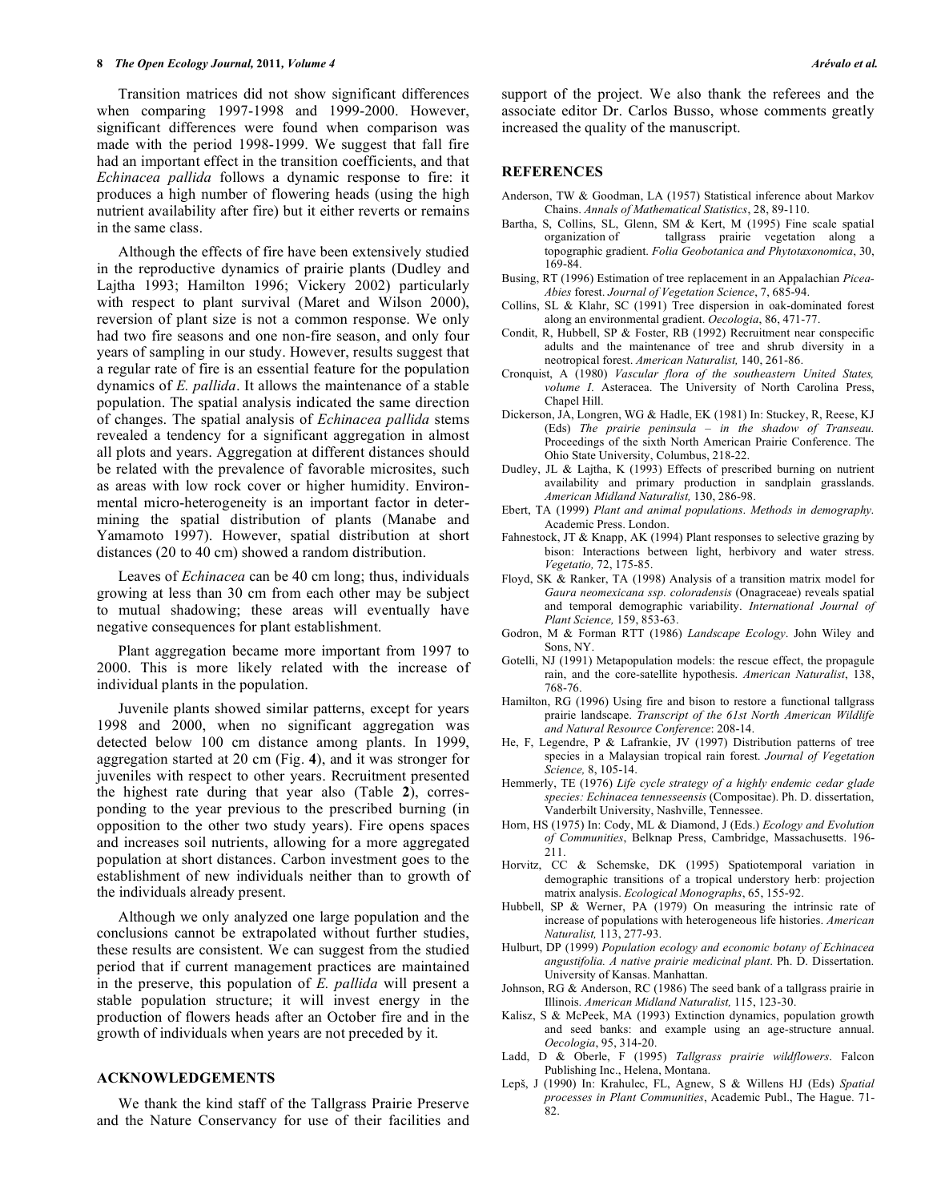Transition matrices did not show significant differences when comparing 1997-1998 and 1999-2000. However, significant differences were found when comparison was made with the period 1998-1999. We suggest that fall fire had an important effect in the transition coefficients, and that *Echinacea pallida* follows a dynamic response to fire: it produces a high number of flowering heads (using the high nutrient availability after fire) but it either reverts or remains in the same class.

Although the effects of fire have been extensively studied in the reproductive dynamics of prairie plants (Dudley and Lajtha 1993; Hamilton 1996; Vickery 2002) particularly with respect to plant survival (Maret and Wilson 2000), reversion of plant size is not a common response. We only had two fire seasons and one non-fire season, and only four years of sampling in our study. However, results suggest that a regular rate of fire is an essential feature for the population dynamics of *E. pallida*. It allows the maintenance of a stable population. The spatial analysis indicated the same direction of changes. The spatial analysis of *Echinacea pallida* stems revealed a tendency for a significant aggregation in almost all plots and years. Aggregation at different distances should be related with the prevalence of favorable microsites, such as areas with low rock cover or higher humidity. Environmental micro-heterogeneity is an important factor in determining the spatial distribution of plants (Manabe and Yamamoto 1997). However, spatial distribution at short distances (20 to 40 cm) showed a random distribution.

Leaves of *Echinacea* can be 40 cm long; thus, individuals growing at less than 30 cm from each other may be subject to mutual shadowing; these areas will eventually have negative consequences for plant establishment.

Plant aggregation became more important from 1997 to 2000. This is more likely related with the increase of individual plants in the population.

Juvenile plants showed similar patterns, except for years 1998 and 2000, when no significant aggregation was detected below 100 cm distance among plants. In 1999, aggregation started at 20 cm (Fig. **4**), and it was stronger for juveniles with respect to other years. Recruitment presented the highest rate during that year also (Table **2**), corresponding to the year previous to the prescribed burning (in opposition to the other two study years). Fire opens spaces and increases soil nutrients, allowing for a more aggregated population at short distances. Carbon investment goes to the establishment of new individuals neither than to growth of the individuals already present.

Although we only analyzed one large population and the conclusions cannot be extrapolated without further studies, these results are consistent. We can suggest from the studied period that if current management practices are maintained in the preserve, this population of *E. pallida* will present a stable population structure; it will invest energy in the production of flowers heads after an October fire and in the growth of individuals when years are not preceded by it.

## ACKNOWLEDGEMENTS

We thank the kind staff of the Tallgrass Prairie Preserve and the Nature Conservancy for use of their facilities and support of the project. We also thank the referees and the associate editor Dr. Carlos Busso, whose comments greatly increased the quality of the manuscript.

## REFERENCES

Anderson, TW & Goodman, LA (1957) Statistical inference about Markov Chains. *Annals of Mathematical Statistics*, 28, 89-110.

Bartha, S, Collins, SL, Glenn, SM & Kert, M (1995) Fine scale spatial organization of tallgrass prairie vegetation along a topographic gradient. *Folia Geobotanica and Phytotaxonomica*, 30, 169-84.

Busing, RT (1996) Estimation of tree replacement in an Appalachian *Picea-Abies* forest. *Journal of Vegetation Science*, 7, 685-94.

Collins, SL & Klahr, SC (1991) Tree dispersion in oak-dominated forest along an environmental gradient. *Oecologia*, 86, 471-77.

Condit, R, Hubbell, SP & Foster, RB (1992) Recruitment near conspecific adults and the maintenance of tree and shrub diversity in a neotropical forest. *American Naturalist,* 140, 261-86.

Cronquist, A (1980) *Vascular flora of the southeastern United States, volume I.* Asteracea. The University of North Carolina Press, Chapel Hill.

Dickerson, JA, Longren, WG & Hadle, EK (1981) In: Stuckey, R, Reese, KJ (Eds) *The prairie peninsula – in the shadow of Transeau.* Proceedings of the sixth North American Prairie Conference. The Ohio State University, Columbus, 218-22.

Dudley, JL & Lajtha, K (1993) Effects of prescribed burning on nutrient availability and primary production in sandplain grasslands. *American Midland Naturalist,* 130, 286-98.

Ebert, TA (1999) *Plant and animal populations*. *Methods in demography.* Academic Press. London.

Fahnestock, JT & Knapp, AK (1994) Plant responses to selective grazing by bison: Interactions between light, herbivory and water stress. *Vegetatio,* 72, 175-85.

Floyd, SK & Ranker, TA (1998) Analysis of a transition matrix model for *Gaura neomexicana ssp. coloradensis* (Onagraceae) reveals spatial and temporal demographic variability. *International Journal of Plant Science,* 159, 853-63.

Godron, M & Forman RTT (1986) *Landscape Ecology*. John Wiley and Sons, NY.

Gotelli, NJ (1991) Metapopulation models: the rescue effect, the propagule rain, and the core-satellite hypothesis. *American Naturalist*, 138, 768-76.

Hamilton, RG (1996) Using fire and bison to restore a functional tallgrass prairie landscape. *Transcript of the 61st North American Wildlife and Natural Resource Conference*: 208-14.

He, F, Legendre, P & Lafrankie, JV (1997) Distribution patterns of tree species in a Malaysian tropical rain forest. *Journal of Vegetation Science,* 8, 105-14.

Hemmerly, TE (1976) *Life cycle strategy of a highly endemic cedar glade species: Echinacea tennesseensis* (Compositae). Ph. D. dissertation, Vanderbilt University, Nashville, Tennessee.

Horn, HS (1975) In: Cody, ML & Diamond, J (Eds.) *Ecology and Evolution of Communities*, Belknap Press, Cambridge, Massachusetts. 196-211.

Horvitz, CC & Schemske, DK (1995) Spatiotemporal variation in demographic transitions of a tropical understory herb: projection matrix analysis. *Ecological Monographs*, 65, 155-92.

Hubbell, SP & Werner, PA (1979) On measuring the intrinsic rate of increase of populations with heterogeneous life histories. *American Naturalist,* 113, 277-93.

Hulburt, DP (1999) *Population ecology and economic botany of Echinacea angustifolia. A native prairie medicinal plant*. Ph. D. Dissertation. University of Kansas. Manhattan.

Johnson, RG & Anderson, RC (1986) The seed bank of a tallgrass prairie in Illinois. *American Midland Naturalist,* 115, 123-30.

Kalisz, S & McPeek, MA (1993) Extinction dynamics, population growth and seed banks: and example using an age-structure annual. *Oecologia*, 95, 314-20.

Ladd, D & Oberle, F (1995) *Tallgrass prairie wildflowers*. Falcon Publishing Inc., Helena, Montana.

Lepš, J (1990) In: Krahulec, FL, Agnew, S & Willens HJ (Eds) *Spatial processes in Plant Communities*, Academic Publ., The Hague. 71-82.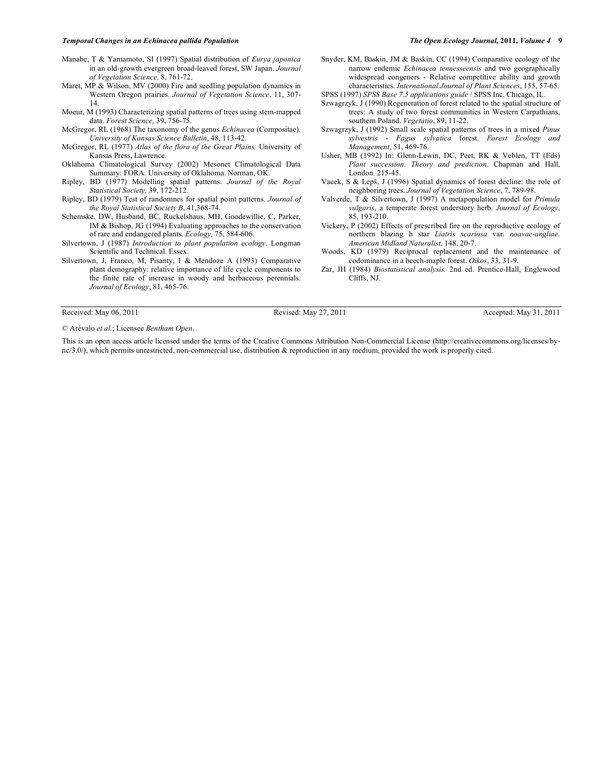Manabe, T & Yamamoto, SI (1997) Spatial distribution of *Eurya japonica* in an old-growth evergreen broad-leaved forest, SW Japan. *Journal of Vegetation Science,* 8, 761-72.

Maret, MP & Wilson, MV (2000) Fire and seedling population dynamics in Western Oregon prairies. *Journal of Vegetation Science*, 11, 307-14.

Moeur, M (1993) Characterizing spatial patterns of trees using stem-mapped data. *Forest Science,* 39, 756-75.

McGregor, RL (1968) The taxonomy of the genus *Echinacea* (Compositae). *University of Kansas Science Bulletin*, 48, 113-42.

McGregor, RL (1977) *Atlas of the flora of the Great Plains.* University of Kansas Press, Lawrence.

Oklahoma Climatological Survey (2002) Mesonet Climatological Data Summary: FORA. University of Oklahoma. Norman, OK.

Ripley, BD (1977) Modelling spatial patterns. *Journal of the Royal Statistical Society,* 39, 172-212.

Ripley, BD (1979) Test of randomnes for spatial point patterns. *Journal of the Royal Statistical Society B*, 41,368-74.

Schemske, DW, Husband, BC, Ruckelshaus, MH, Goodewillie, C, Parker, IM & Bishop, JG (1994) Evaluating approaches to the conservation of rare and endangered plants. *Ecology,* 75, 584-606.

Silvertown, J (1987) *Introduction to plant population ecology*. Longman Scientific and Technical. Essex.

Silvertown, J, Franco, M, Pisanty, I & Mendoze A (1993) Comparative plant demography: relative importance of life cycle components to the finite rate of increase in woody and herbaceous perennials. *Journal of Ecology*, 81, 465-76.

Snyder, KM, Baskin, JM & Baskin, CC (1994) Comparative ecology of the narrow endemic *Echinacea tennesseensis* and two geographically widespread congeners - Relative competitive ability and growth characteristics. *International Journal of Plant Sciences*, 155, 57-65.

SPSS (1997) *SPSS Base 7.5 applications guide* / SPSS Inc. Chicago, IL.

Szwagrzyk, J (1990) Regeneration of forest related to the spatial structure of trees: A study of two forest communities in Western Carpathians, southern Poland. *Vegetatio*, 89, 11-22.

Szwagrzyk, J (1992) Small scale spatial patterns of trees in a mixed *Pinus sylvestris* - *Fagus sylvatica* forest. *Forest Ecology and Management*, 51, 469-76.

Usher, MB (1992) In: Glenn-Lewin, DC, Peet, RK & Veblen, TT (Eds) *Plant succession. Theory and prediction*. Chapman and Hall, London. 215-45.

Vacek, S & Lepš, J (1996) Spatial dynamics of forest decline: the role of neighboring trees. *Journal of Vegetation Science*, 7, 789-98.

Valverde, T & Silvertown, J (1997) A metapopulation model for *Primula vulgaris*, a temperate forest understory herb. *Journal of Ecology*, 85, 193-210.

Vickery, P (2002) Effects of prescribed fire on the reproductive ecology of northern blazing h star *Liatris scariosa* var. *noavae-angliae*. *American Midland Naturalist*, 148, 20-7.

Woods, KD (1979) Reciprocal replacement and the maintenance of codominance in a beech-maple forest. *Oikos*, 33, 31-9.

Zar, JH (1984) *Biostatistical analysis.* 2nd ed. Prentice-Hall, Englewood Cliffs, NJ.

Received: May 06, 2011 Revised: May 27, 2011 Accepted: May 31, 2011

© Arévalo *et al*.; Licensee *Bentham Open*.

This is an open access article licensed under the terms of the Creative Commons Attribution Non-Commercial License (http://creativecommons.org/licenses/by-nc/3.0/), which permits unrestricted, non-commercial use, distribution & reproduction in any medium, provided the work is properly cited.